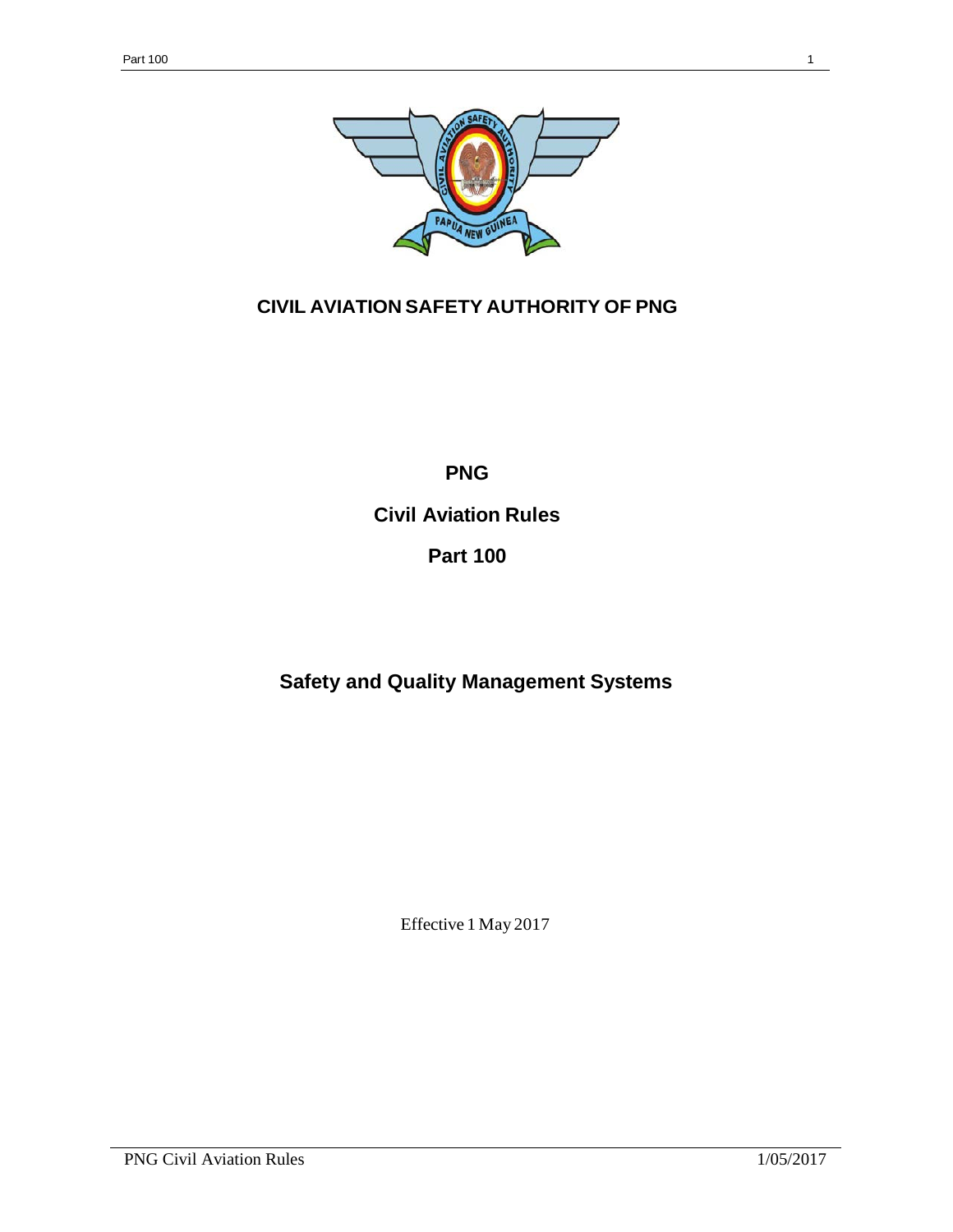# CIVIL AVIATION SAFETY AUTHORITY OF PNG

## PNG

## Civil Aviation Rules

## Part 100

# Safety and Quality Management Systems

Effective 1 May 2017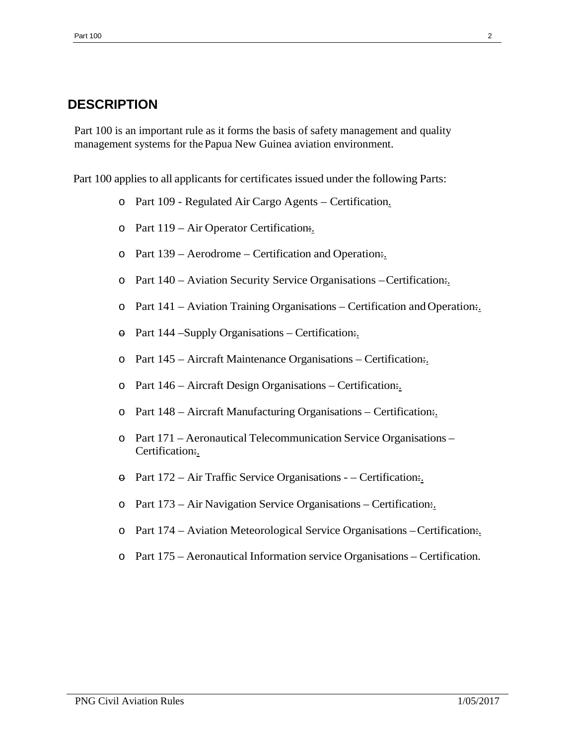# DESCRIPTION

Part 100 is an important rule as it forms the basis of safety management and quality management systems for the Papua New Guinea aviation environment.

Part 100 applies to all applicants for certificates issued under the following Parts:

- Part 109 - Regulated Air Cargo Agents – Certification.
- Part 119 – Air Operator Certification;.
- Part 139 – Aerodrome – Certification and Operation;.
- Part 140 – Aviation Security Service Organisations – Certification;.
- Part 141 – Aviation Training Organisations – Certification and Operation;.
- Part 144 –Supply Organisations – Certification;.
- Part 145 – Aircraft Maintenance Organisations – Certification;.
- Part 146 – Aircraft Design Organisations – Certification;.
- Part 148 – Aircraft Manufacturing Organisations – Certification;.
- Part 171 – Aeronautical Telecommunication Service Organisations – Certification;.
- Part 172 – Air Traffic Service Organisations - – Certification;.
- Part 173 – Air Navigation Service Organisations – Certification;.
- Part 174 – Aviation Meteorological Service Organisations – Certification;.
- Part 175 – Aeronautical Information service Organisations – Certification.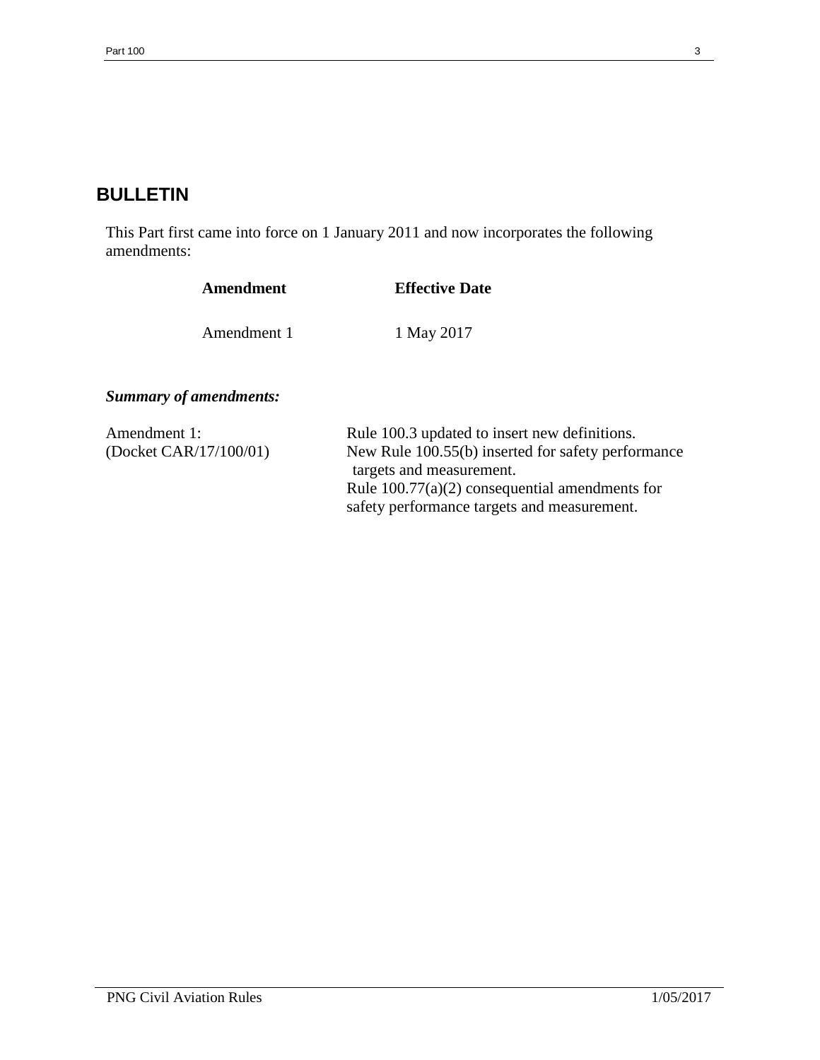# BULLETIN

This Part first came into force on 1 January 2011 and now incorporates the following amendments:

| Amendment | Effective Date |
| --- | --- |
| Amendment 1 | 1 May 2017 |

***Summary of amendments:***

| | |
| --- | --- |
| Amendment 1: (Docket CAR/17/100/01) | Rule 100.3 updated to insert new definitions. New Rule 100.55(b) inserted for safety performance targets and measurement. Rule 100.77(a)(2) consequential amendments for safety performance targets and measurement. |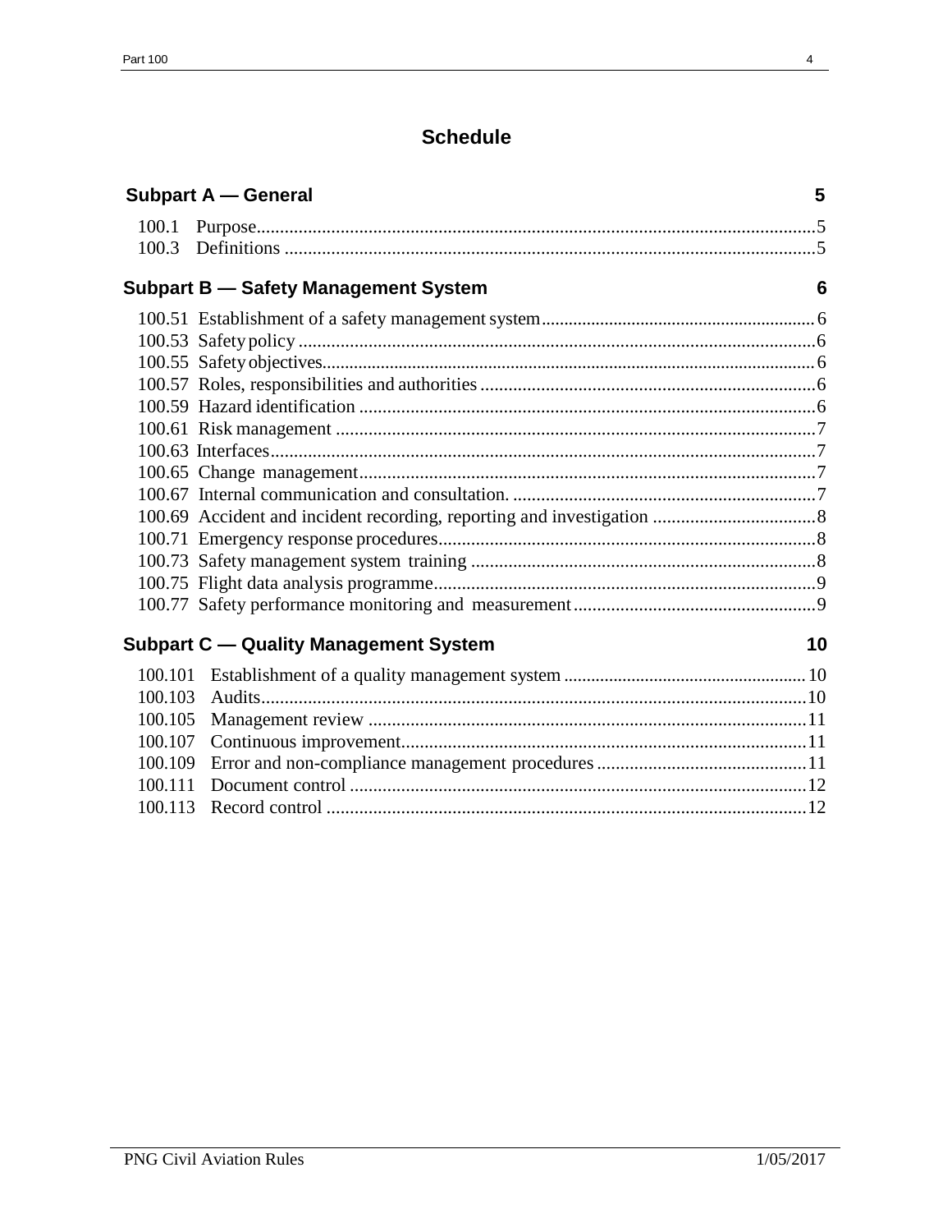# Schedule

## Subpart A — General 5

100.1 Purpose........................................................................................................................5
100.3 Definitions ..................................................................................................................5

## Subpart B — Safety Management System 6

100.51 Establishment of a safety management system...........................................................6
100.53 Safety policy ...............................................................................................................6
100.55 Safety objectives..........................................................................................................6
100.57 Roles, responsibilities and authorities ........................................................................6
100.59 Hazard identification ..................................................................................................6
100.61 Risk management .......................................................................................................7
100.63 Interfaces.....................................................................................................................7
100.65 Change management..................................................................................................7
100.67 Internal communication and consultation. .................................................................7
100.69 Accident and incident recording, reporting and investigation ...................................8
100.71 Emergency response procedures.................................................................................8
100.73 Safety management system training ..........................................................................8
100.75 Flight data analysis programme..................................................................................9
100.77 Safety performance monitoring and measurement....................................................9

## Subpart C — Quality Management System 10

100.101 Establishment of a quality management system .....................................................10
100.103 Audits.....................................................................................................................10
100.105 Management review ..............................................................................................11
100.107 Continuous improvement.......................................................................................11
100.109 Error and non-compliance management procedures .............................................11
100.111 Document control ..................................................................................................12
100.113 Record control .......................................................................................................12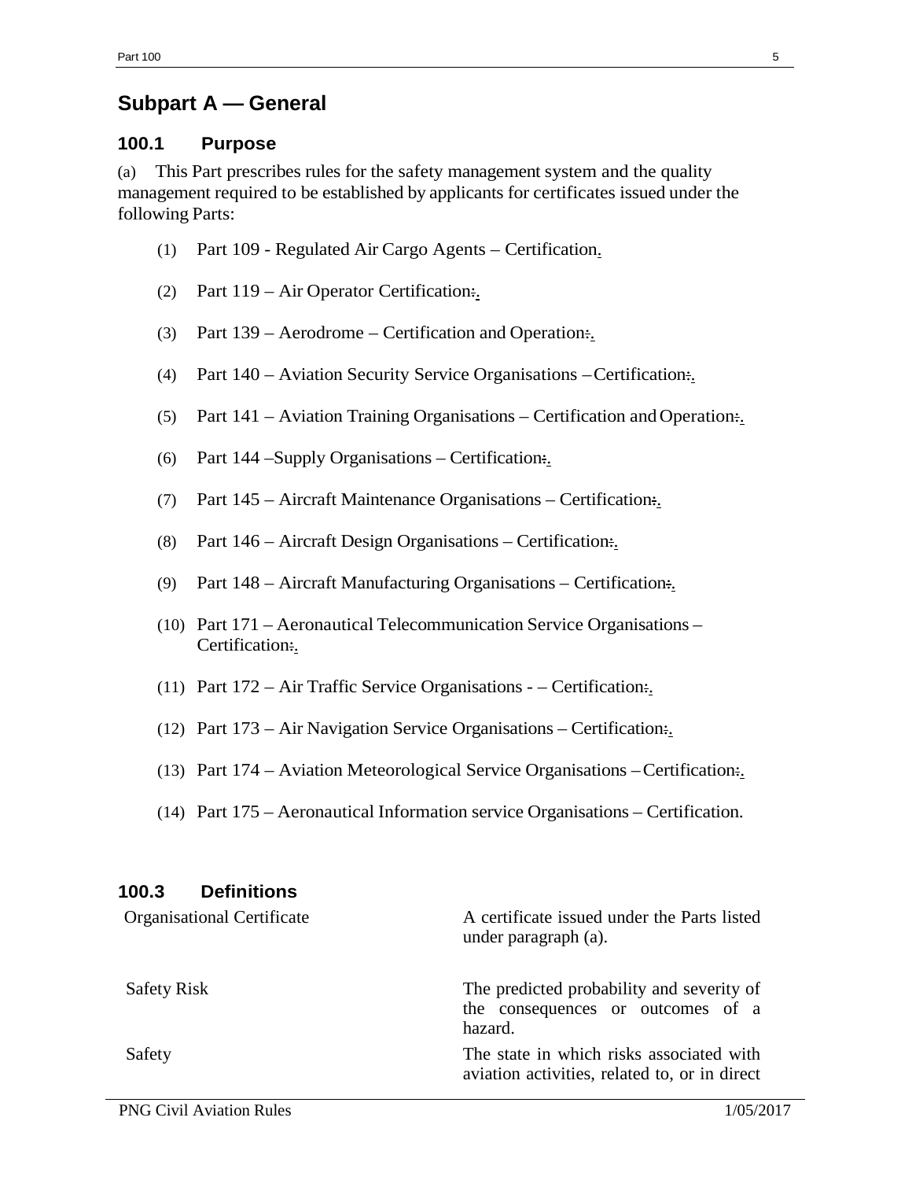## Subpart A — General

### 100.1 Purpose

(a) This Part prescribes rules for the safety management system and the quality management required to be established by applicants for certificates issued under the following Parts:

(1) Part 109 - Regulated Air Cargo Agents – Certification.

(2) Part 119 – Air Operator Certification:.

(3) Part 139 – Aerodrome – Certification and Operation:.

(4) Part 140 – Aviation Security Service Organisations – Certification:.

(5) Part 141 – Aviation Training Organisations – Certification and Operation:.

(6) Part 144 –Supply Organisations – Certification:.

(7) Part 145 – Aircraft Maintenance Organisations – Certification:.

(8) Part 146 – Aircraft Design Organisations – Certification:.

(9) Part 148 – Aircraft Manufacturing Organisations – Certification:.

(10) Part 171 – Aeronautical Telecommunication Service Organisations – Certification:.

(11) Part 172 – Air Traffic Service Organisations - – Certification:.

(12) Part 173 – Air Navigation Service Organisations – Certification:.

(13) Part 174 – Aviation Meteorological Service Organisations – Certification:.

(14) Part 175 – Aeronautical Information service Organisations – Certification.

### 100.3 Definitions

| | |
|---|---|
| Organisational Certificate | A certificate issued under the Parts listed under paragraph (a). |
| Safety Risk | The predicted probability and severity of the consequences or outcomes of a hazard. |
| Safety | The state in which risks associated with aviation activities, related to, or in direct |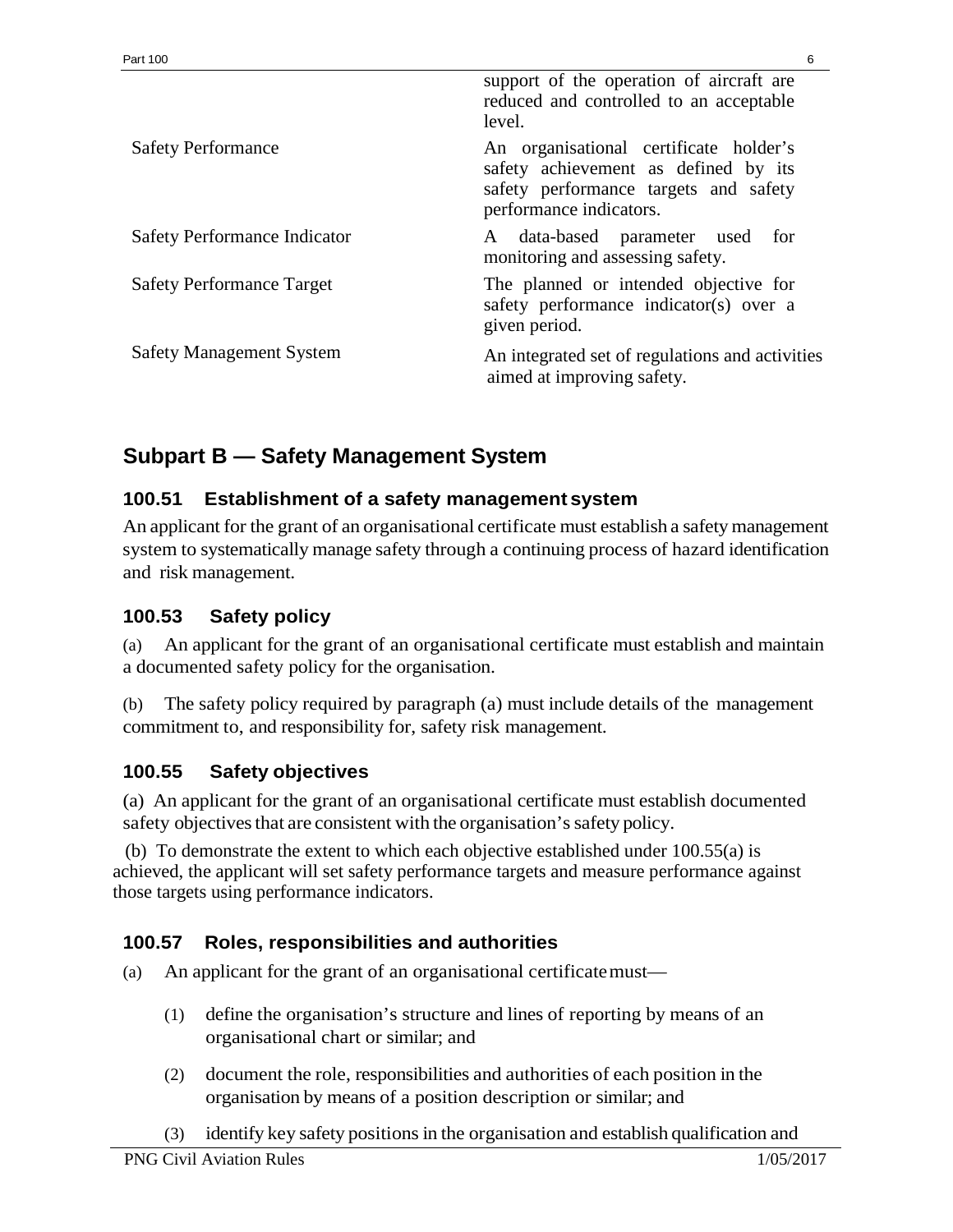| | |
|---|---|
| | support of the operation of aircraft are reduced and controlled to an acceptable level. |
| Safety Performance | An organisational certificate holder's safety achievement as defined by its safety performance targets and safety performance indicators. |
| Safety Performance Indicator | A data-based parameter used for monitoring and assessing safety. |
| Safety Performance Target | The planned or intended objective for safety performance indicator(s) over a given period. |
| Safety Management System | An integrated set of regulations and activities aimed at improving safety. |

## Subpart B — Safety Management System

### 100.51 Establishment of a safety management system

An applicant for the grant of an organisational certificate must establish a safety management system to systematically manage safety through a continuing process of hazard identification and risk management.

### 100.53 Safety policy

(a) An applicant for the grant of an organisational certificate must establish and maintain a documented safety policy for the organisation.

(b) The safety policy required by paragraph (a) must include details of the management commitment to, and responsibility for, safety risk management.

### 100.55 Safety objectives

(a) An applicant for the grant of an organisational certificate must establish documented safety objectives that are consistent with the organisation's safety policy.

(b) To demonstrate the extent to which each objective established under 100.55(a) is achieved, the applicant will set safety performance targets and measure performance against those targets using performance indicators.

### 100.57 Roles, responsibilities and authorities

(a) An applicant for the grant of an organisational certificate must—

(1) define the organisation's structure and lines of reporting by means of an organisational chart or similar; and

(2) document the role, responsibilities and authorities of each position in the organisation by means of a position description or similar; and

(3) identify key safety positions in the organisation and establish qualification and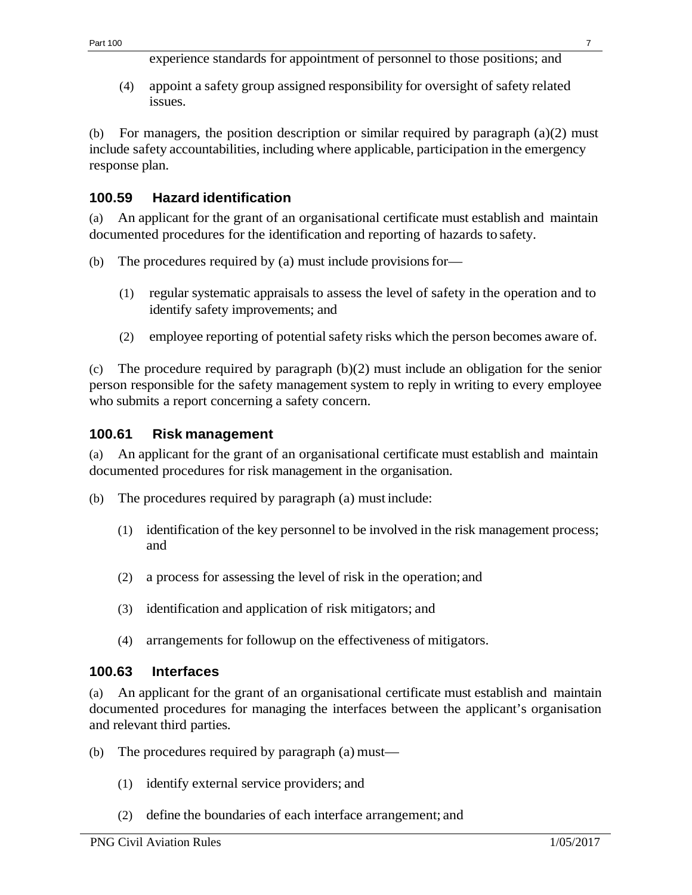experience standards for appointment of personnel to those positions; and

(4) appoint a safety group assigned responsibility for oversight of safety related issues.

(b) For managers, the position description or similar required by paragraph (a)(2) must include safety accountabilities, including where applicable, participation in the emergency response plan.

### 100.59 Hazard identification

(a) An applicant for the grant of an organisational certificate must establish and maintain documented procedures for the identification and reporting of hazards to safety.

(b) The procedures required by (a) must include provisions for—

(1) regular systematic appraisals to assess the level of safety in the operation and to identify safety improvements; and

(2) employee reporting of potential safety risks which the person becomes aware of.

(c) The procedure required by paragraph (b)(2) must include an obligation for the senior person responsible for the safety management system to reply in writing to every employee who submits a report concerning a safety concern.

### 100.61 Risk management

(a) An applicant for the grant of an organisational certificate must establish and maintain documented procedures for risk management in the organisation.

(b) The procedures required by paragraph (a) must include:

(1) identification of the key personnel to be involved in the risk management process; and

(2) a process for assessing the level of risk in the operation; and

(3) identification and application of risk mitigators; and

(4) arrangements for followup on the effectiveness of mitigators.

### 100.63 Interfaces

(a) An applicant for the grant of an organisational certificate must establish and maintain documented procedures for managing the interfaces between the applicant's organisation and relevant third parties.

(b) The procedures required by paragraph (a) must—

(1) identify external service providers; and

(2) define the boundaries of each interface arrangement; and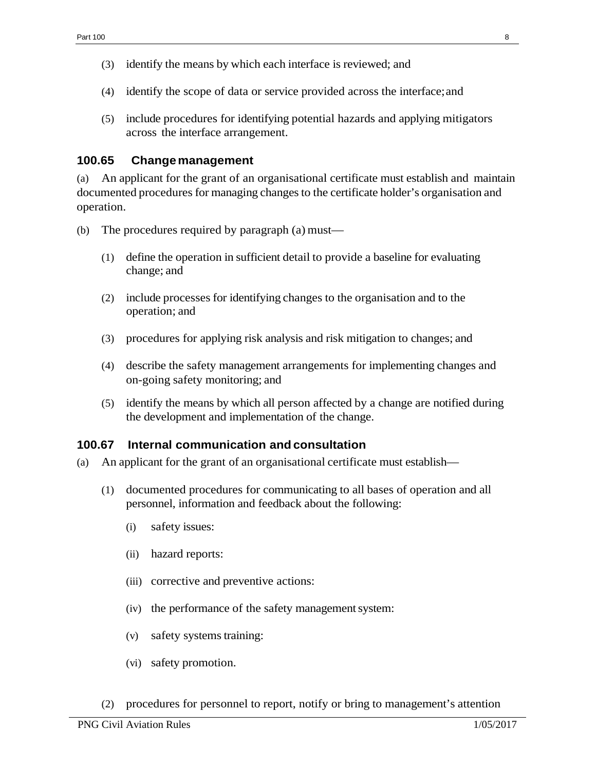(3) identify the means by which each interface is reviewed; and

(4) identify the scope of data or service provided across the interface; and

(5) include procedures for identifying potential hazards and applying mitigators across the interface arrangement.

### 100.65 Change management

(a) An applicant for the grant of an organisational certificate must establish and maintain documented procedures for managing changes to the certificate holder's organisation and operation.

(b) The procedures required by paragraph (a) must—

(1) define the operation in sufficient detail to provide a baseline for evaluating change; and

(2) include processes for identifying changes to the organisation and to the operation; and

(3) procedures for applying risk analysis and risk mitigation to changes; and

(4) describe the safety management arrangements for implementing changes and on-going safety monitoring; and

(5) identify the means by which all person affected by a change are notified during the development and implementation of the change.

### 100.67 Internal communication and consultation

(a) An applicant for the grant of an organisational certificate must establish—

(1) documented procedures for communicating to all bases of operation and all personnel, information and feedback about the following:

(i) safety issues:

(ii) hazard reports:

(iii) corrective and preventive actions:

(iv) the performance of the safety management system:

(v) safety systems training:

(vi) safety promotion.

(2) procedures for personnel to report, notify or bring to management's attention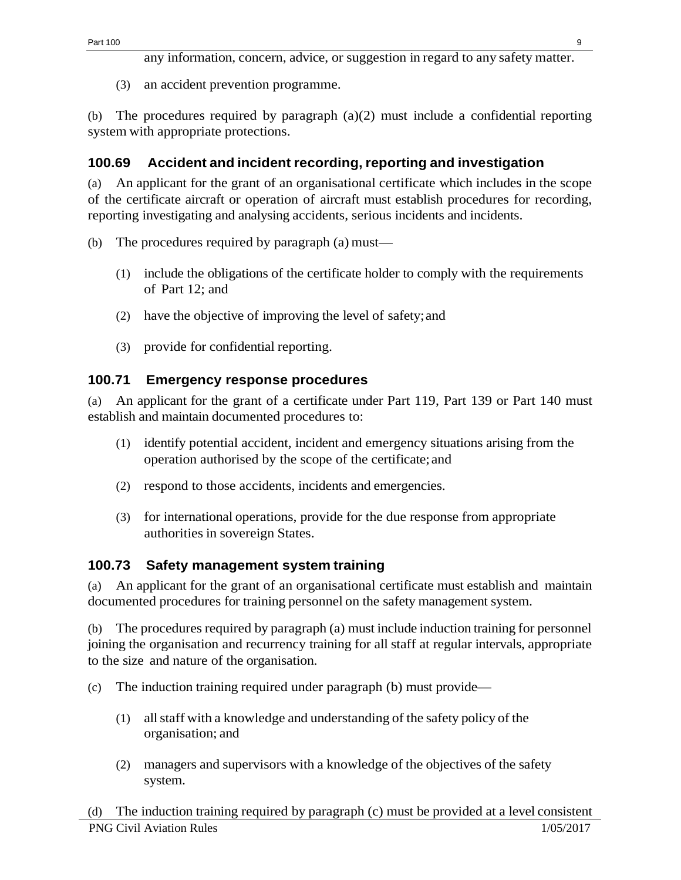any information, concern, advice, or suggestion in regard to any safety matter.

(3) an accident prevention programme.

(b) The procedures required by paragraph (a)(2) must include a confidential reporting system with appropriate protections.

## 100.69 Accident and incident recording, reporting and investigation

(a) An applicant for the grant of an organisational certificate which includes in the scope of the certificate aircraft or operation of aircraft must establish procedures for recording, reporting investigating and analysing accidents, serious incidents and incidents.

(b) The procedures required by paragraph (a) must—

(1) include the obligations of the certificate holder to comply with the requirements of Part 12; and

(2) have the objective of improving the level of safety; and

(3) provide for confidential reporting.

## 100.71 Emergency response procedures

(a) An applicant for the grant of a certificate under Part 119, Part 139 or Part 140 must establish and maintain documented procedures to:

(1) identify potential accident, incident and emergency situations arising from the operation authorised by the scope of the certificate; and

(2) respond to those accidents, incidents and emergencies.

(3) for international operations, provide for the due response from appropriate authorities in sovereign States.

## 100.73 Safety management system training

(a) An applicant for the grant of an organisational certificate must establish and maintain documented procedures for training personnel on the safety management system.

(b) The procedures required by paragraph (a) must include induction training for personnel joining the organisation and recurrency training for all staff at regular intervals, appropriate to the size and nature of the organisation.

(c) The induction training required under paragraph (b) must provide—

(1) all staff with a knowledge and understanding of the safety policy of the organisation; and

(2) managers and supervisors with a knowledge of the objectives of the safety system.

(d) The induction training required by paragraph (c) must be provided at a level consistent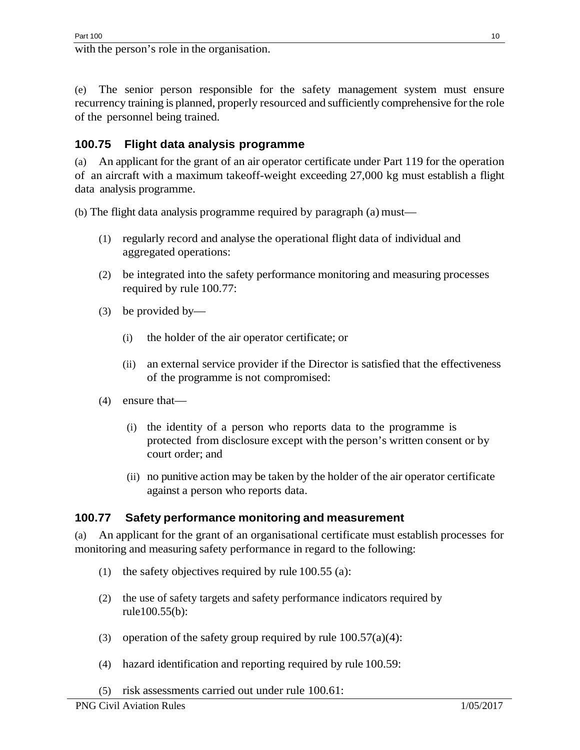with the person’s role in the organisation.

(e) The senior person responsible for the safety management system must ensure recurrency training is planned, properly resourced and sufficiently comprehensive for the role of the personnel being trained.

### 100.75 Flight data analysis programme

(a) An applicant for the grant of an air operator certificate under Part 119 for the operation of an aircraft with a maximum takeoff-weight exceeding 27,000 kg must establish a flight data analysis programme.

(b) The flight data analysis programme required by paragraph (a) must—

(1) regularly record and analyse the operational flight data of individual and aggregated operations:

(2) be integrated into the safety performance monitoring and measuring processes required by rule 100.77:

(3) be provided by—

(i) the holder of the air operator certificate; or

(ii) an external service provider if the Director is satisfied that the effectiveness of the programme is not compromised:

(4) ensure that—

(i) the identity of a person who reports data to the programme is protected from disclosure except with the person’s written consent or by court order; and

(ii) no punitive action may be taken by the holder of the air operator certificate against a person who reports data.

### 100.77 Safety performance monitoring and measurement

(a) An applicant for the grant of an organisational certificate must establish processes for monitoring and measuring safety performance in regard to the following:

(1) the safety objectives required by rule 100.55 (a):

(2) the use of safety targets and safety performance indicators required by rule100.55(b):

(3) operation of the safety group required by rule 100.57(a)(4):

(4) hazard identification and reporting required by rule 100.59:

(5) risk assessments carried out under rule 100.61: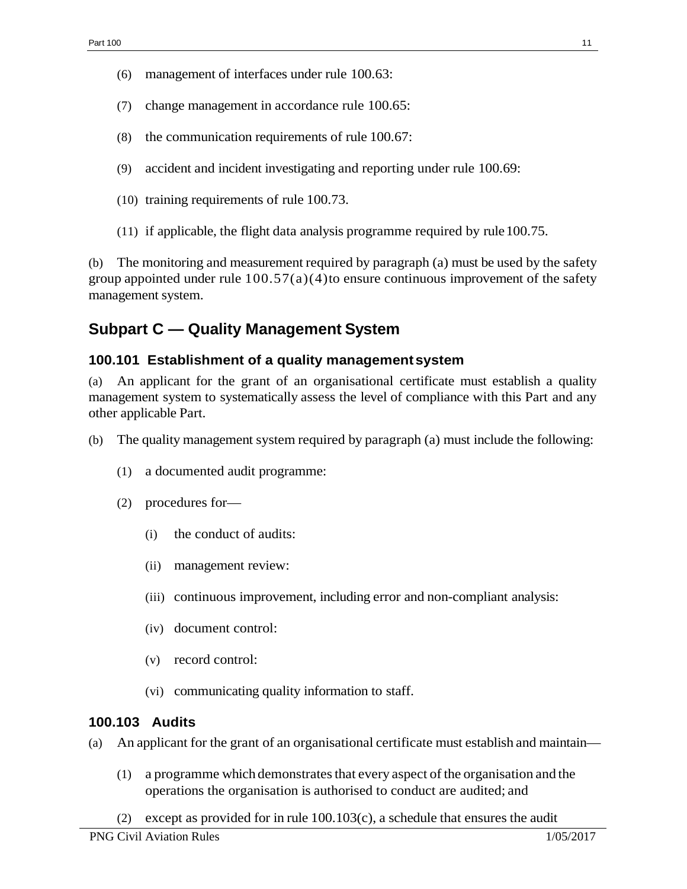(6) management of interfaces under rule 100.63:

(7) change management in accordance rule 100.65:

(8) the communication requirements of rule 100.67:

(9) accident and incident investigating and reporting under rule 100.69:

(10) training requirements of rule 100.73.

(11) if applicable, the flight data analysis programme required by rule 100.75.

(b) The monitoring and measurement required by paragraph (a) must be used by the safety group appointed under rule 100.57(a)(4) to ensure continuous improvement of the safety management system.

## Subpart C — Quality Management System

### 100.101 Establishment of a quality management system

(a) An applicant for the grant of an organisational certificate must establish a quality management system to systematically assess the level of compliance with this Part and any other applicable Part.

(b) The quality management system required by paragraph (a) must include the following:

(1) a documented audit programme:

(2) procedures for—

(i) the conduct of audits:

(ii) management review:

(iii) continuous improvement, including error and non-compliant analysis:

(iv) document control:

(v) record control:

(vi) communicating quality information to staff.

### 100.103 Audits

(a) An applicant for the grant of an organisational certificate must establish and maintain—

(1) a programme which demonstrates that every aspect of the organisation and the operations the organisation is authorised to conduct are audited; and

(2) except as provided for in rule 100.103(c), a schedule that ensures the audit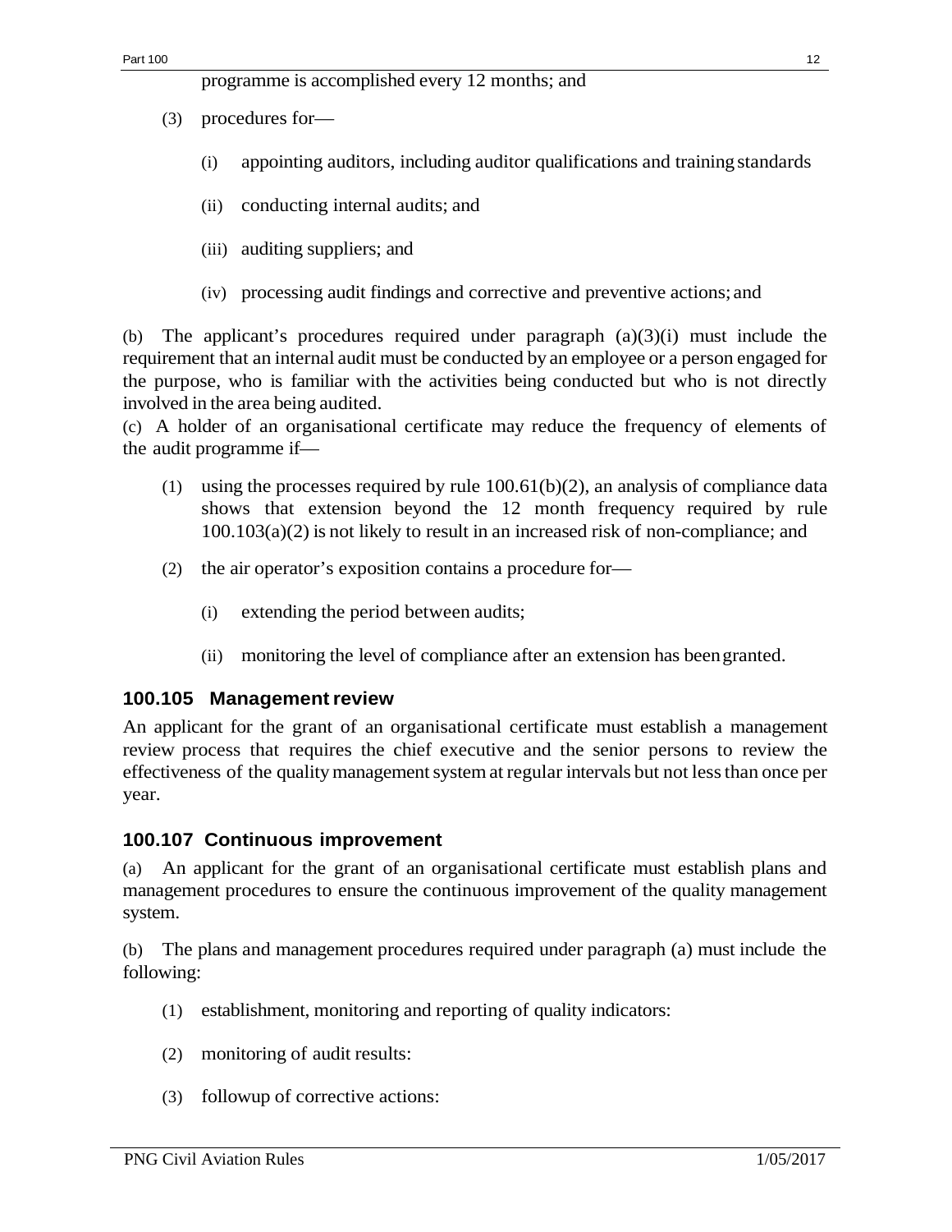programme is accomplished every 12 months; and

(3) procedures for—

(i) appointing auditors, including auditor qualifications and training standards

(ii) conducting internal audits; and

(iii) auditing suppliers; and

(iv) processing audit findings and corrective and preventive actions; and

(b) The applicant's procedures required under paragraph (a)(3)(i) must include the requirement that an internal audit must be conducted by an employee or a person engaged for the purpose, who is familiar with the activities being conducted but who is not directly involved in the area being audited.

(c) A holder of an organisational certificate may reduce the frequency of elements of the audit programme if—

(1) using the processes required by rule 100.61(b)(2), an analysis of compliance data shows that extension beyond the 12 month frequency required by rule 100.103(a)(2) is not likely to result in an increased risk of non-compliance; and

(2) the air operator's exposition contains a procedure for—

(i) extending the period between audits;

(ii) monitoring the level of compliance after an extension has been granted.

### 100.105 Management review

An applicant for the grant of an organisational certificate must establish a management review process that requires the chief executive and the senior persons to review the effectiveness of the quality management system at regular intervals but not less than once per year.

### 100.107 Continuous improvement

(a) An applicant for the grant of an organisational certificate must establish plans and management procedures to ensure the continuous improvement of the quality management system.

(b) The plans and management procedures required under paragraph (a) must include the following:

(1) establishment, monitoring and reporting of quality indicators:

(2) monitoring of audit results:

(3) followup of corrective actions: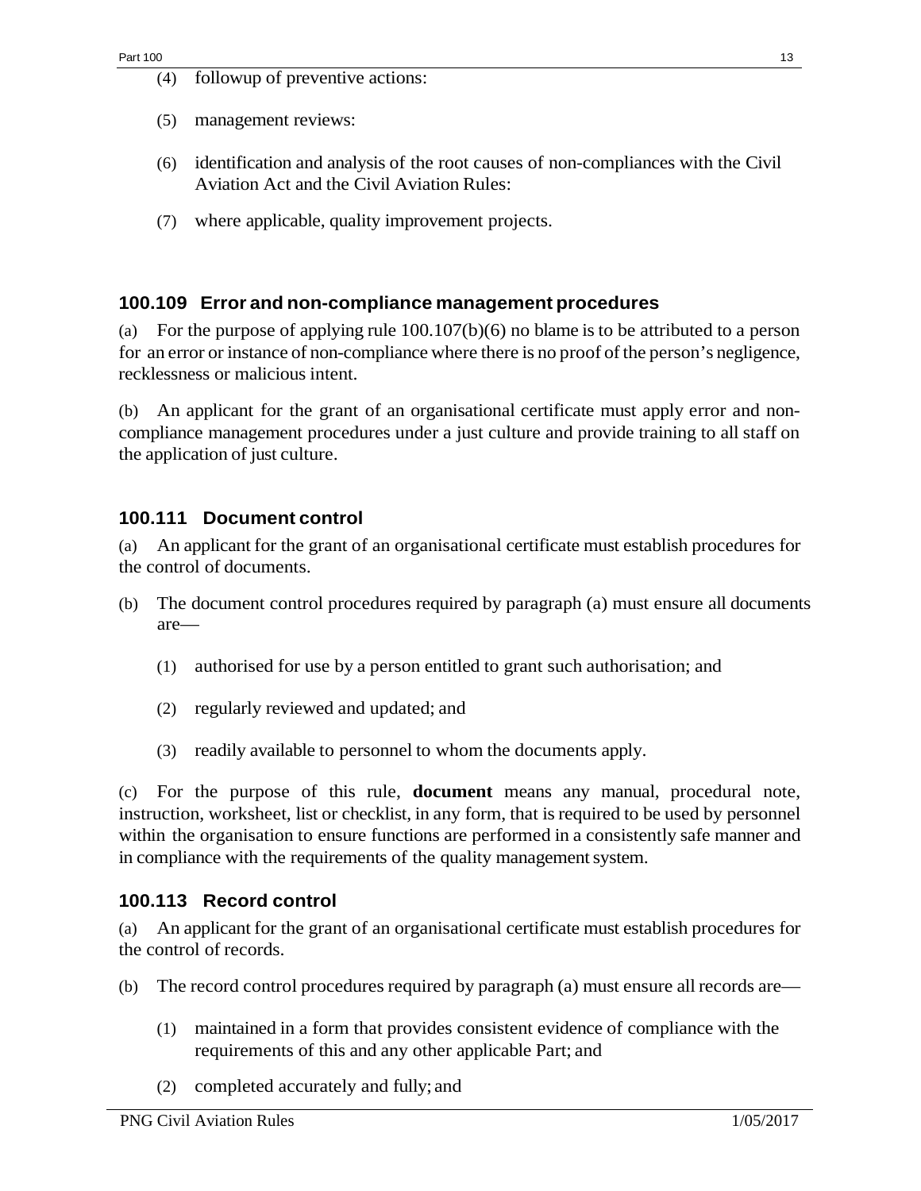(4) followup of preventive actions:

(5) management reviews:

(6) identification and analysis of the root causes of non-compliances with the Civil Aviation Act and the Civil Aviation Rules:

(7) where applicable, quality improvement projects.

### 100.109 Error and non-compliance management procedures

(a) For the purpose of applying rule 100.107(b)(6) no blame is to be attributed to a person for an error or instance of non-compliance where there is no proof of the person's negligence, recklessness or malicious intent.

(b) An applicant for the grant of an organisational certificate must apply error and non-compliance management procedures under a just culture and provide training to all staff on the application of just culture.

### 100.111 Document control

(a) An applicant for the grant of an organisational certificate must establish procedures for the control of documents.

(b) The document control procedures required by paragraph (a) must ensure all documents are—

(1) authorised for use by a person entitled to grant such authorisation; and

(2) regularly reviewed and updated; and

(3) readily available to personnel to whom the documents apply.

(c) For the purpose of this rule, **document** means any manual, procedural note, instruction, worksheet, list or checklist, in any form, that is required to be used by personnel within the organisation to ensure functions are performed in a consistently safe manner and in compliance with the requirements of the quality management system.

### 100.113 Record control

(a) An applicant for the grant of an organisational certificate must establish procedures for the control of records.

(b) The record control procedures required by paragraph (a) must ensure all records are—

(1) maintained in a form that provides consistent evidence of compliance with the requirements of this and any other applicable Part; and

(2) completed accurately and fully; and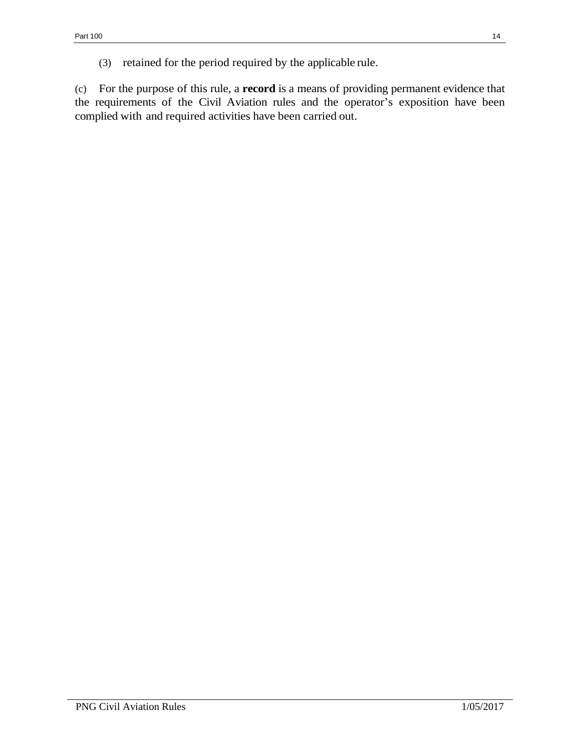(3) retained for the period required by the applicable rule.

(c) For the purpose of this rule, a **record** is a means of providing permanent evidence that the requirements of the Civil Aviation rules and the operator's exposition have been complied with and required activities have been carried out.